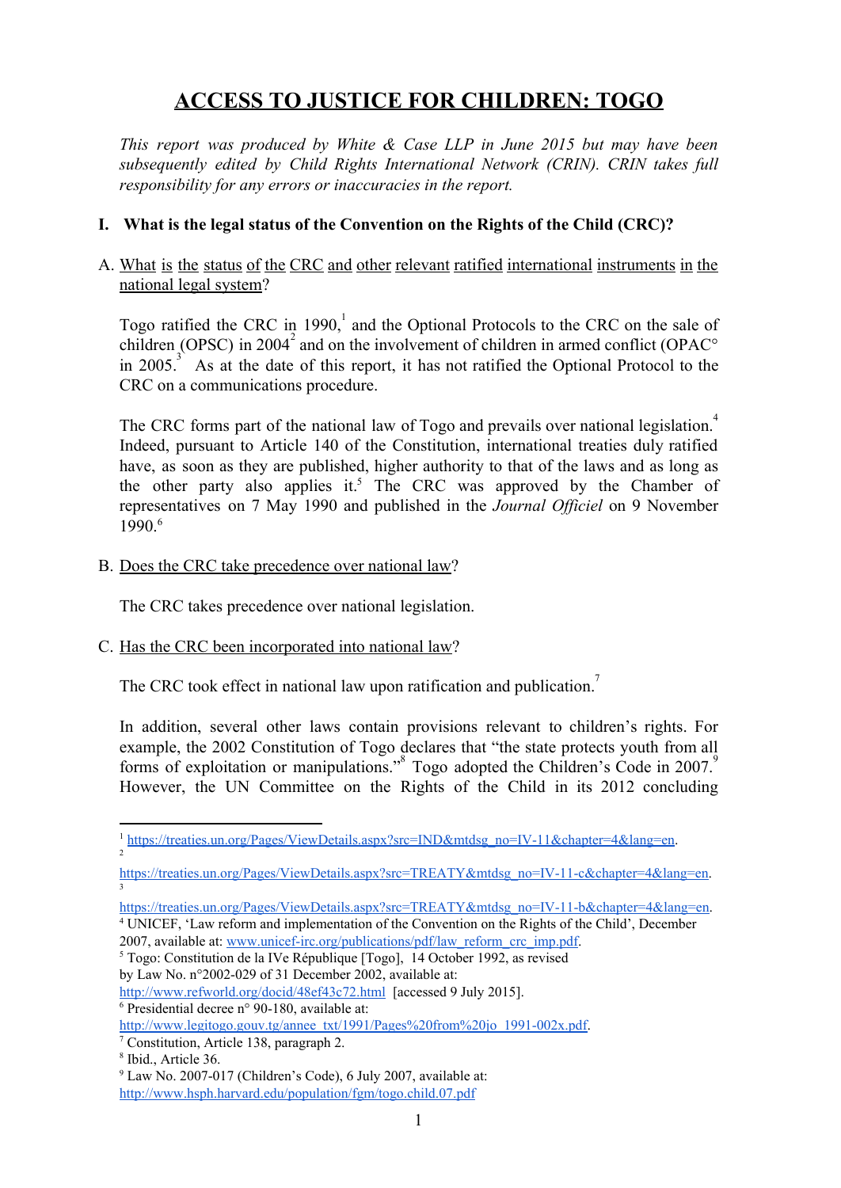# ACCESS TO JUSTICE FOR CHILDREN: TOGO

*This report was produced by White & Case LLP in June 2015 but may have been subsequently edited by Child Rights International Network (CRIN). CRIN takes full responsibility for any errors or inaccuracies in the report.*

## I. What is the legal status of the Convention on the Rights of the Child (CRC)?

### A. What is the status of the CRC and other relevant ratified international instruments in the national legal system?

Togo ratified the CRC in 1990,[1] and the Optional Protocols to the CRC on the sale of children (OPSC) in 2004[2] and on the involvement of children in armed conflict (OPAC° in 2005.[3] As at the date of this report, it has not ratified the Optional Protocol to the CRC on a communications procedure.

The CRC forms part of the national law of Togo and prevails over national legislation.[4] Indeed, pursuant to Article 140 of the Constitution, international treaties duly ratified have, as soon as they are published, higher authority to that of the laws and as long as the other party also applies it.[5] The CRC was approved by the Chamber of representatives on 7 May 1990 and published in the *Journal Officiel* on 9 November 1990.[6]

### B. Does the CRC take precedence over national law?

The CRC takes precedence over national legislation.

### C. Has the CRC been incorporated into national law?

The CRC took effect in national law upon ratification and publication.[7]

In addition, several other laws contain provisions relevant to children's rights. For example, the 2002 Constitution of Togo declares that "the state protects youth from all forms of exploitation or manipulations."[8] Togo adopted the Children's Code in 2007.[9] However, the UN Committee on the Rights of the Child in its 2012 concluding

---

[1] https://treaties.un.org/Pages/ViewDetails.aspx?src=IND&mtdsg_no=IV-11&chapter=4&lang=en.

[2] https://treaties.un.org/Pages/ViewDetails.aspx?src=TREATY&mtdsg_no=IV-11-c&chapter=4&lang=en.

[3] https://treaties.un.org/Pages/ViewDetails.aspx?src=TREATY&mtdsg_no=IV-11-b&chapter=4&lang=en.

[4] UNICEF, 'Law reform and implementation of the Convention on the Rights of the Child', December 2007, available at: www.unicef-irc.org/publications/pdf/law_reform_crc_imp.pdf.

[5] Togo: Constitution de la IVe République [Togo], 14 October 1992, as revised by Law No. n°2002-029 of 31 December 2002, available at: http://www.refworld.org/docid/48ef43c72.html [accessed 9 July 2015].

[6] Presidential decree n° 90-180, available at: http://www.legitogo.gouv.tg/annee_txt/1991/Pages%20from%20jo_1991-002x.pdf.

[7] Constitution, Article 138, paragraph 2.

[8] Ibid., Article 36.

[9] Law No. 2007-017 (Children's Code), 6 July 2007, available at: http://www.hsph.harvard.edu/population/fgm/togo.child.07.pdf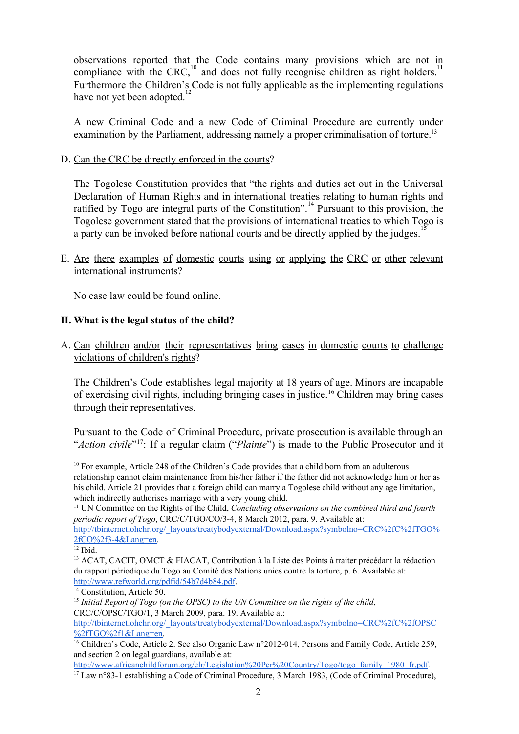observations reported that the Code contains many provisions which are not in compliance with the CRC,[10] and does not fully recognise children as right holders.[11] Furthermore the Children's Code is not fully applicable as the implementing regulations have not yet been adopted.[12]

A new Criminal Code and a new Code of Criminal Procedure are currently under examination by the Parliament, addressing namely a proper criminalisation of torture.[13]

D. Can the CRC be directly enforced in the courts?

The Togolese Constitution provides that "the rights and duties set out in the Universal Declaration of Human Rights and in international treaties relating to human rights and ratified by Togo are integral parts of the Constitution".[14] Pursuant to this provision, the Togolese government stated that the provisions of international treaties to which Togo is a party can be invoked before national courts and be directly applied by the judges.[15]

E. Are there examples of domestic courts using or applying the CRC or other relevant international instruments?

No case law could be found online.

## II. What is the legal status of the child?

A. Can children and/or their representatives bring cases in domestic courts to challenge violations of children's rights?

The Children's Code establishes legal majority at 18 years of age. Minors are incapable of exercising civil rights, including bringing cases in justice.[16] Children may bring cases through their representatives.

Pursuant to the Code of Criminal Procedure, private prosecution is available through an "*Action civile*"[17]: If a regular claim ("*Plainte*") is made to the Public Prosecutor and it

---

[10] For example, Article 248 of the Children's Code provides that a child born from an adulterous relationship cannot claim maintenance from his/her father if the father did not acknowledge him or her as his child. Article 21 provides that a foreign child can marry a Togolese child without any age limitation, which indirectly authorises marriage with a very young child.

[11] UN Committee on the Rights of the Child, *Concluding observations on the combined third and fourth periodic report of Togo*, CRC/C/TGO/CO/3-4, 8 March 2012, para. 9. Available at: http://tbinternet.ohchr.org/_layouts/treatybodyexternal/Download.aspx?symbolno=CRC%2fC%2fTGO%2fCO%2f3-4&Lang=en.

[12] Ibid.

[13] ACAT, CACIT, OMCT & FIACAT, Contribution à la Liste des Points à traiter précédant la rédaction du rapport périodique du Togo au Comité des Nations unies contre la torture, p. 6. Available at: http://www.refworld.org/pdfid/54b7d4b84.pdf.

[14] Constitution, Article 50.

[15] *Initial Report of Togo (on the OPSC) to the UN Committee on the rights of the child*, CRC/C/OPSC/TGO/1, 3 March 2009, para. 19. Available at: http://tbinternet.ohchr.org/_layouts/treatybodyexternal/Download.aspx?symbolno=CRC%2fC%2fOPSC%2fTGO%2f1&Lang=en.

[16] Children's Code, Article 2. See also Organic Law n°2012-014, Persons and Family Code, Article 259, and section 2 on legal guardians, available at: http://www.africanchildforum.org/clr/Legislation%20Per%20Country/Togo/togo_family_1980_fr.pdf.

[17] Law n°83-1 establishing a Code of Criminal Procedure, 3 March 1983, (Code of Criminal Procedure),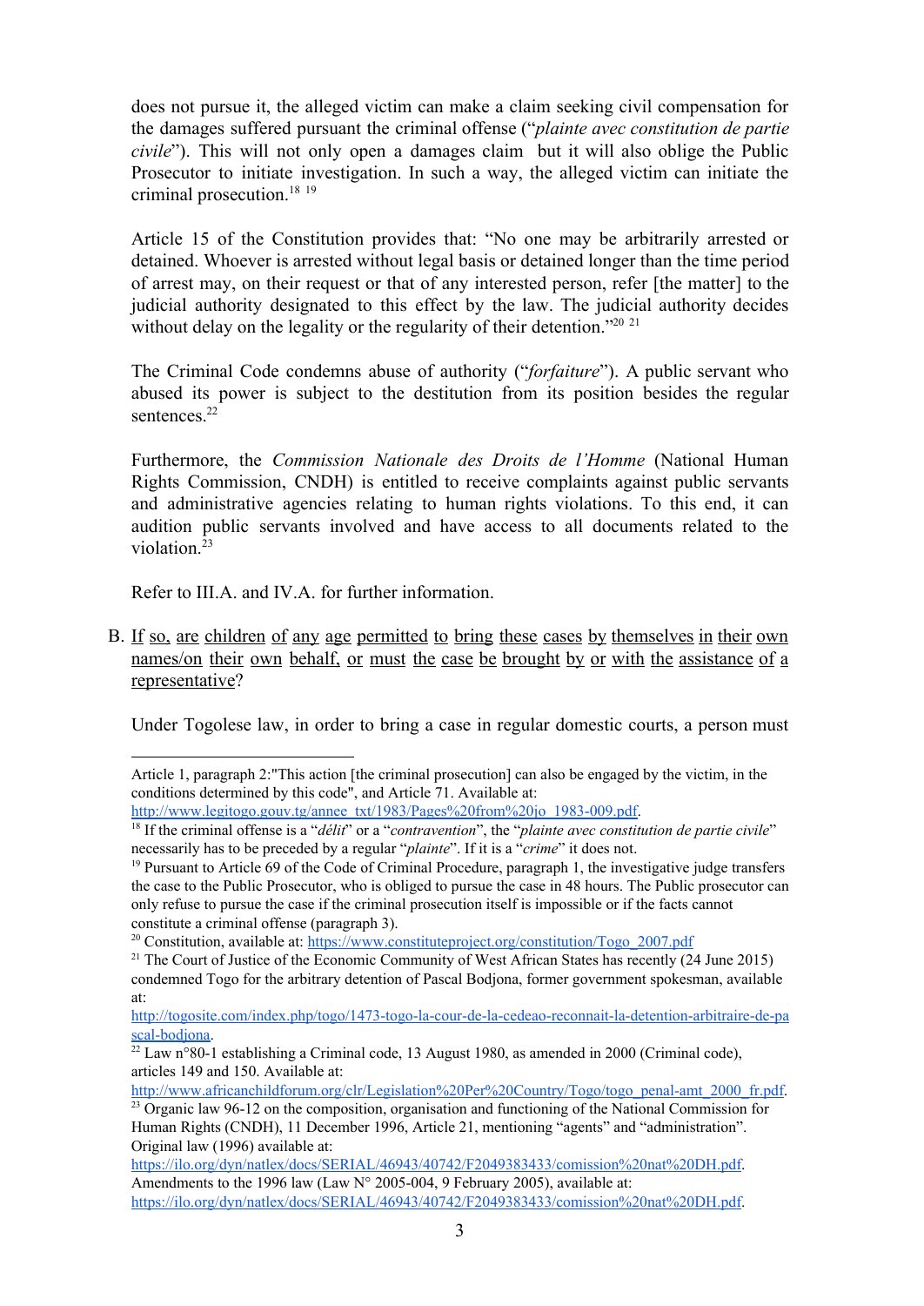does not pursue it, the alleged victim can make a claim seeking civil compensation for the damages suffered pursuant the criminal offense ("*plainte avec constitution de partie civile*"). This will not only open a damages claim but it will also oblige the Public Prosecutor to initiate investigation. In such a way, the alleged victim can initiate the criminal prosecution.[18] [19]

Article 15 of the Constitution provides that: "No one may be arbitrarily arrested or detained. Whoever is arrested without legal basis or detained longer than the time period of arrest may, on their request or that of any interested person, refer [the matter] to the judicial authority designated to this effect by the law. The judicial authority decides without delay on the legality or the regularity of their detention."[20] [21]

The Criminal Code condemns abuse of authority ("*forfaiture*"). A public servant who abused its power is subject to the destitution from its position besides the regular sentences.[22]

Furthermore, the *Commission Nationale des Droits de l'Homme* (National Human Rights Commission, CNDH) is entitled to receive complaints against public servants and administrative agencies relating to human rights violations. To this end, it can audition public servants involved and have access to all documents related to the violation.[23]

Refer to III.A. and IV.A. for further information.

B. <u>If so, are children of any age permitted to bring these cases by themselves in their own names/on their own behalf, or must the case be brought by or with the assistance of a representative?</u>

Under Togolese law, in order to bring a case in regular domestic courts, a person must

---

Article 1, paragraph 2:"This action [the criminal prosecution] can also be engaged by the victim, in the conditions determined by this code", and Article 71. Available at: http://www.legitogo.gouv.tg/annee_txt/1983/Pages%20from%20jo_1983-009.pdf.

[18] If the criminal offense is a "*délit*" or a "*contravention*", the "*plainte avec constitution de partie civile*" necessarily has to be preceded by a regular "*plainte*". If it is a "*crime*" it does not.

[19] Pursuant to Article 69 of the Code of Criminal Procedure, paragraph 1, the investigative judge transfers the case to the Public Prosecutor, who is obliged to pursue the case in 48 hours. The Public prosecutor can only refuse to pursue the case if the criminal prosecution itself is impossible or if the facts cannot constitute a criminal offense (paragraph 3).

[20] Constitution, available at: https://www.constituteproject.org/constitution/Togo_2007.pdf

[21] The Court of Justice of the Economic Community of West African States has recently (24 June 2015) condemned Togo for the arbitrary detention of Pascal Bodjona, former government spokesman, available at: http://togosite.com/index.php/togo/1473-togo-la-cour-de-la-cedeao-reconnait-la-detention-arbitraire-de-pascal-bodjona.

[22] Law n°80-1 establishing a Criminal code, 13 August 1980, as amended in 2000 (Criminal code), articles 149 and 150. Available at: http://www.africanchildforum.org/clr/Legislation%20Per%20Country/Togo/togo_penal-amt_2000_fr.pdf.

[23] Organic law 96-12 on the composition, organisation and functioning of the National Commission for Human Rights (CNDH), 11 December 1996, Article 21, mentioning "agents" and "administration". Original law (1996) available at: https://ilo.org/dyn/natlex/docs/SERIAL/46943/40742/F2049383433/comission%20nat%20DH.pdf. Amendments to the 1996 law (Law N° 2005-004, 9 February 2005), available at: https://ilo.org/dyn/natlex/docs/SERIAL/46943/40742/F2049383433/comission%20nat%20DH.pdf.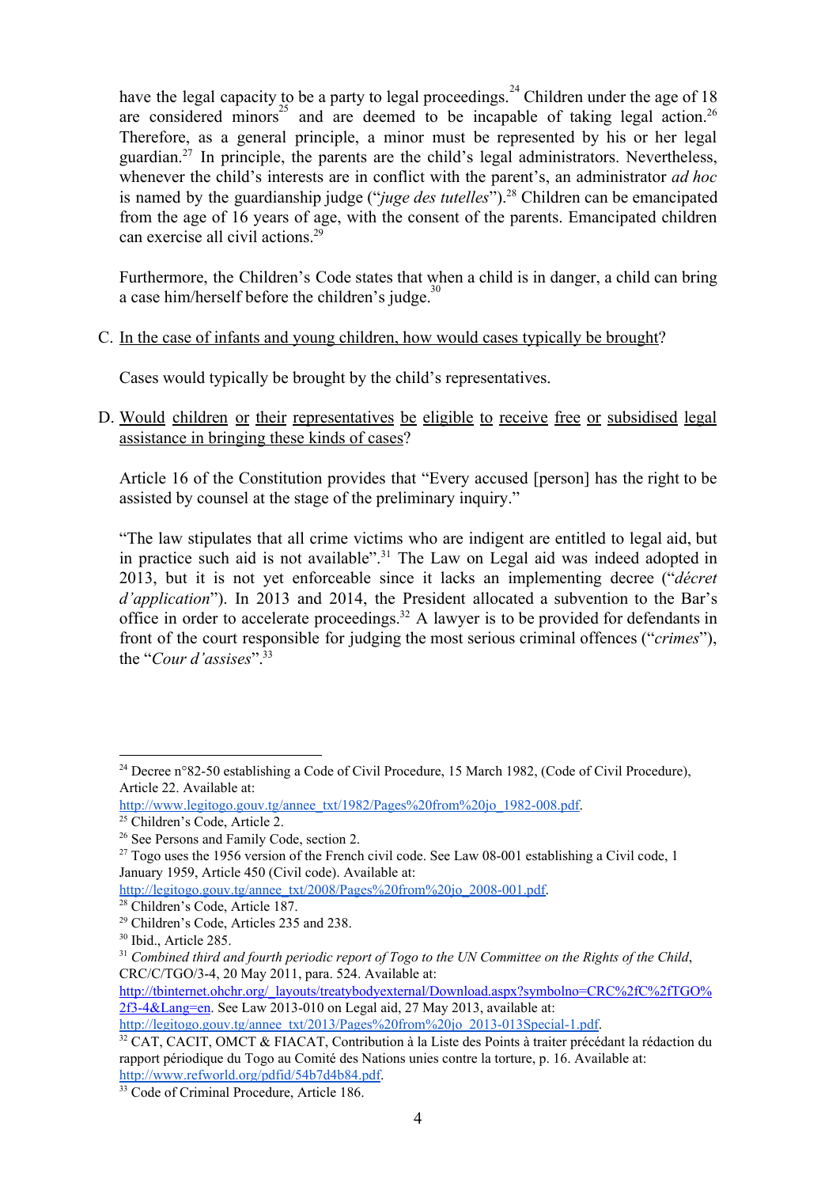have the legal capacity to be a party to legal proceedings.[24] Children under the age of 18 are considered minors[25] and are deemed to be incapable of taking legal action.[26] Therefore, as a general principle, a minor must be represented by his or her legal guardian.[27] In principle, the parents are the child's legal administrators. Nevertheless, whenever the child's interests are in conflict with the parent's, an administrator *ad hoc* is named by the guardianship judge ("*juge des tutelles*").[28] Children can be emancipated from the age of 16 years of age, with the consent of the parents. Emancipated children can exercise all civil actions.[29]

Furthermore, the Children's Code states that when a child is in danger, a child can bring a case him/herself before the children's judge.[30]

C. <u>In the case of infants and young children, how would cases typically be brought</u>?

Cases would typically be brought by the child's representatives.

D. <u>Would children or their representatives be eligible to receive free or subsidised legal assistance in bringing these kinds of cases</u>?

Article 16 of the Constitution provides that "Every accused [person] has the right to be assisted by counsel at the stage of the preliminary inquiry."

"The law stipulates that all crime victims who are indigent are entitled to legal aid, but in practice such aid is not available".[31] The Law on Legal aid was indeed adopted in 2013, but it is not yet enforceable since it lacks an implementing decree ("*décret d'application*"). In 2013 and 2014, the President allocated a subvention to the Bar's office in order to accelerate proceedings.[32] A lawyer is to be provided for defendants in front of the court responsible for judging the most serious criminal offences ("*crimes*"), the "*Cour d'assises*".[33]

---

[24] Decree n°82-50 establishing a Code of Civil Procedure, 15 March 1982, (Code of Civil Procedure), Article 22. Available at: http://www.legitogo.gouv.tg/annee_txt/1982/Pages%20from%20jo_1982-008.pdf.

[25] Children's Code, Article 2.

[26] See Persons and Family Code, section 2.

[27] Togo uses the 1956 version of the French civil code. See Law 08-001 establishing a Civil code, 1 January 1959, Article 450 (Civil code). Available at: http://legitogo.gouv.tg/annee_txt/2008/Pages%20from%20jo_2008-001.pdf.

[28] Children's Code, Article 187.

[29] Children's Code, Articles 235 and 238.

[30] Ibid., Article 285.

[31] *Combined third and fourth periodic report of Togo to the UN Committee on the Rights of the Child*, CRC/C/TGO/3-4, 20 May 2011, para. 524. Available at: http://tbinternet.ohchr.org/_layouts/treatybodyexternal/Download.aspx?symbolno=CRC%2fC%2fTGO%2f3-4&Lang=en. See Law 2013-010 on Legal aid, 27 May 2013, available at: http://legitogo.gouv.tg/annee_txt/2013/Pages%20from%20jo_2013-013Special-1.pdf.

[32] CAT, CACIT, OMCT & FIACAT, Contribution à la Liste des Points à traiter précédant la rédaction du rapport périodique du Togo au Comité des Nations unies contre la torture, p. 16. Available at: http://www.refworld.org/pdfid/54b7d4b84.pdf.

[33] Code of Criminal Procedure, Article 186.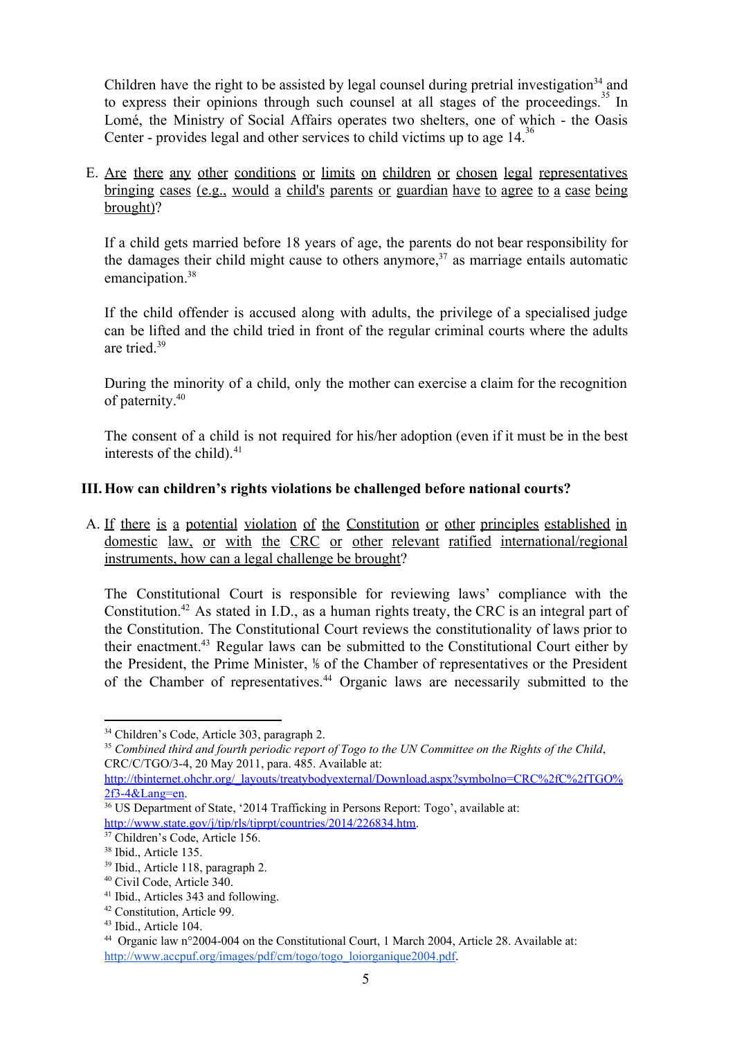Children have the right to be assisted by legal counsel during pretrial investigation[34] and to express their opinions through such counsel at all stages of the proceedings.[35] In Lomé, the Ministry of Social Affairs operates two shelters, one of which - the Oasis Center - provides legal and other services to child victims up to age 14.[36]

E. Are there any other conditions or limits on children or chosen legal representatives bringing cases (e.g., would a child's parents or guardian have to agree to a case being brought)?

If a child gets married before 18 years of age, the parents do not bear responsibility for the damages their child might cause to others anymore,[37] as marriage entails automatic emancipation.[38]

If the child offender is accused along with adults, the privilege of a specialised judge can be lifted and the child tried in front of the regular criminal courts where the adults are tried.[39]

During the minority of a child, only the mother can exercise a claim for the recognition of paternity.[40]

The consent of a child is not required for his/her adoption (even if it must be in the best interests of the child).[41]

## III. How can children's rights violations be challenged before national courts?

A. If there is a potential violation of the Constitution or other principles established in domestic law, or with the CRC or other relevant ratified international/regional instruments, how can a legal challenge be brought?

The Constitutional Court is responsible for reviewing laws' compliance with the Constitution.[42] As stated in I.D., as a human rights treaty, the CRC is an integral part of the Constitution. The Constitutional Court reviews the constitutionality of laws prior to their enactment.[43] Regular laws can be submitted to the Constitutional Court either by the President, the Prime Minister, ⅕ of the Chamber of representatives or the President of the Chamber of representatives.[44] Organic laws are necessarily submitted to the

---

[34] Children's Code, Article 303, paragraph 2.

[35] *Combined third and fourth periodic report of Togo to the UN Committee on the Rights of the Child*, CRC/C/TGO/3-4, 20 May 2011, para. 485. Available at: http://tbinternet.ohchr.org/_layouts/treatybodyexternal/Download.aspx?symbolno=CRC%2fC%2fTGO%2f3-4&Lang=en.

[36] US Department of State, '2014 Trafficking in Persons Report: Togo', available at: http://www.state.gov/j/tip/rls/tiprpt/countries/2014/226834.htm.

[37] Children's Code, Article 156.

[38] Ibid., Article 135.

[39] Ibid., Article 118, paragraph 2.

[40] Civil Code, Article 340.

[41] Ibid., Articles 343 and following.

[42] Constitution, Article 99.

[43] Ibid., Article 104.

[44] Organic law n°2004-004 on the Constitutional Court, 1 March 2004, Article 28. Available at: http://www.accpuf.org/images/pdf/cm/togo/togo_loiorganique2004.pdf.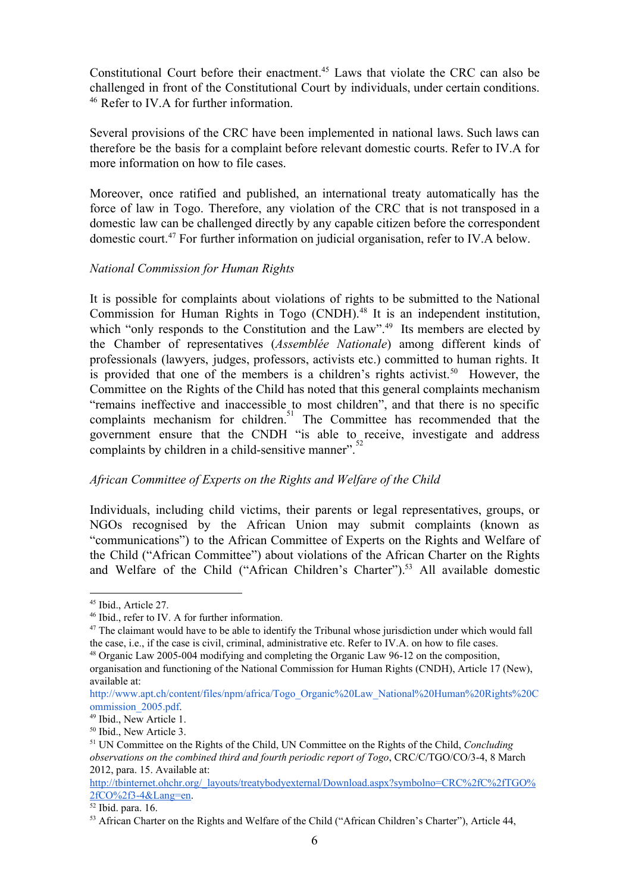Constitutional Court before their enactment.[45] Laws that violate the CRC can also be challenged in front of the Constitutional Court by individuals, under certain conditions.[46] Refer to IV.A for further information.

Several provisions of the CRC have been implemented in national laws. Such laws can therefore be the basis for a complaint before relevant domestic courts. Refer to IV.A for more information on how to file cases.

Moreover, once ratified and published, an international treaty automatically has the force of law in Togo. Therefore, any violation of the CRC that is not transposed in a domestic law can be challenged directly by any capable citizen before the correspondent domestic court.[47] For further information on judicial organisation, refer to IV.A below.

*National Commission for Human Rights*

It is possible for complaints about violations of rights to be submitted to the National Commission for Human Rights in Togo (CNDH).[48] It is an independent institution, which "only responds to the Constitution and the Law".[49] Its members are elected by the Chamber of representatives (*Assemblée Nationale*) among different kinds of professionals (lawyers, judges, professors, activists etc.) committed to human rights. It is provided that one of the members is a children's rights activist.[50] However, the Committee on the Rights of the Child has noted that this general complaints mechanism "remains ineffective and inaccessible to most children", and that there is no specific complaints mechanism for children.[51] The Committee has recommended that the government ensure that the CNDH "is able to receive, investigate and address complaints by children in a child-sensitive manner".[52]

*African Committee of Experts on the Rights and Welfare of the Child*

Individuals, including child victims, their parents or legal representatives, groups, or NGOs recognised by the African Union may submit complaints (known as "communications") to the African Committee of Experts on the Rights and Welfare of the Child ("African Committee") about violations of the African Charter on the Rights and Welfare of the Child ("African Children's Charter").[53] All available domestic

---

[45] Ibid., Article 27.

[46] Ibid., refer to IV. A for further information.

[47] The claimant would have to be able to identify the Tribunal whose jurisdiction under which would fall the case, i.e., if the case is civil, criminal, administrative etc. Refer to IV.A. on how to file cases.

[48] Organic Law 2005-004 modifying and completing the Organic Law 96-12 on the composition, organisation and functioning of the National Commission for Human Rights (CNDH), Article 17 (New), available at: http://www.apt.ch/content/files/npm/africa/Togo_Organic%20Law_National%20Human%20Rights%20Commission_2005.pdf.

[49] Ibid., New Article 1.

[50] Ibid., New Article 3.

[51] UN Committee on the Rights of the Child, UN Committee on the Rights of the Child, *Concluding observations on the combined third and fourth periodic report of Togo*, CRC/C/TGO/CO/3-4, 8 March 2012, para. 15. Available at: http://tbinternet.ohchr.org/_layouts/treatybodyexternal/Download.aspx?symbolno=CRC%2fC%2fTGO%2fCO%2f3-4&Lang=en.

[52] Ibid. para. 16.

[53] African Charter on the Rights and Welfare of the Child ("African Children's Charter"), Article 44,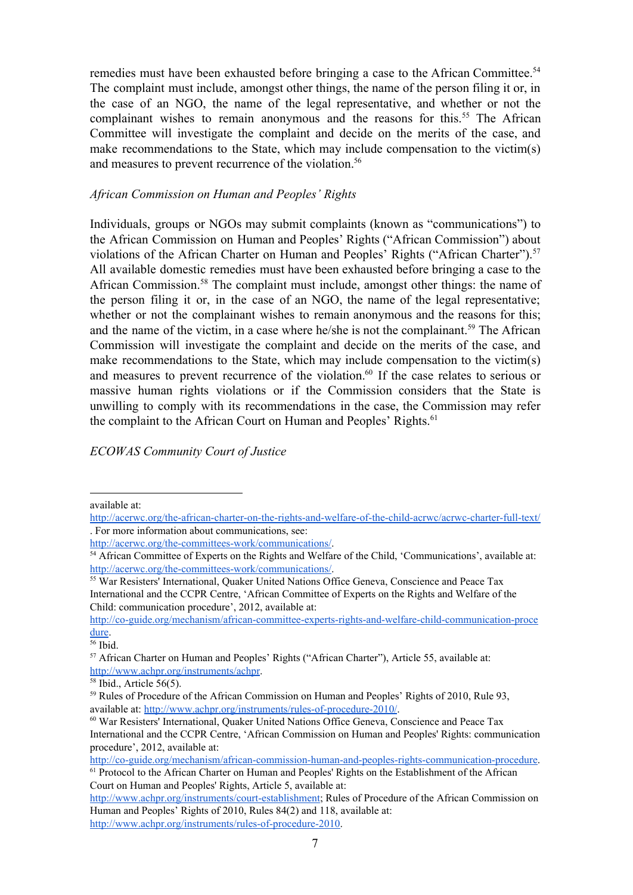remedies must have been exhausted before bringing a case to the African Committee.[54] The complaint must include, amongst other things, the name of the person filing it or, in the case of an NGO, the name of the legal representative, and whether or not the complainant wishes to remain anonymous and the reasons for this.[55] The African Committee will investigate the complaint and decide on the merits of the case, and make recommendations to the State, which may include compensation to the victim(s) and measures to prevent recurrence of the violation.[56]

*African Commission on Human and Peoples' Rights*

Individuals, groups or NGOs may submit complaints (known as "communications") to the African Commission on Human and Peoples' Rights ("African Commission") about violations of the African Charter on Human and Peoples' Rights ("African Charter").[57] All available domestic remedies must have been exhausted before bringing a case to the African Commission.[58] The complaint must include, amongst other things: the name of the person filing it or, in the case of an NGO, the name of the legal representative; whether or not the complainant wishes to remain anonymous and the reasons for this; and the name of the victim, in a case where he/she is not the complainant.[59] The African Commission will investigate the complaint and decide on the merits of the case, and make recommendations to the State, which may include compensation to the victim(s) and measures to prevent recurrence of the violation.[60] If the case relates to serious or massive human rights violations or if the Commission considers that the State is unwilling to comply with its recommendations in the case, the Commission may refer the complaint to the African Court on Human and Peoples' Rights.[61]

*ECOWAS Community Court of Justice*

---

available at: http://acerwc.org/the-african-charter-on-the-rights-and-welfare-of-the-child-acrwc/acrwc-charter-full-text/ . For more information about communications, see: http://acerwc.org/the-committees-work/communications/.

[54] African Committee of Experts on the Rights and Welfare of the Child, 'Communications', available at: http://acerwc.org/the-committees-work/communications/.

[55] War Resisters' International, Quaker United Nations Office Geneva, Conscience and Peace Tax International and the CCPR Centre, 'African Committee of Experts on the Rights and Welfare of the Child: communication procedure', 2012, available at: http://co-guide.org/mechanism/african-committee-experts-rights-and-welfare-child-communication-procedure.

[56] Ibid.

[57] African Charter on Human and Peoples' Rights ("African Charter"), Article 55, available at: http://www.achpr.org/instruments/achpr.

[58] Ibid., Article 56(5).

[59] Rules of Procedure of the African Commission on Human and Peoples' Rights of 2010, Rule 93, available at: http://www.achpr.org/instruments/rules-of-procedure-2010/.

[60] War Resisters' International, Quaker United Nations Office Geneva, Conscience and Peace Tax International and the CCPR Centre, 'African Commission on Human and Peoples' Rights: communication procedure', 2012, available at: http://co-guide.org/mechanism/african-commission-human-and-peoples-rights-communication-procedure.

[61] Protocol to the African Charter on Human and Peoples' Rights on the Establishment of the African Court on Human and Peoples' Rights, Article 5, available at: http://www.achpr.org/instruments/court-establishment; Rules of Procedure of the African Commission on Human and Peoples' Rights of 2010, Rules 84(2) and 118, available at: http://www.achpr.org/instruments/rules-of-procedure-2010.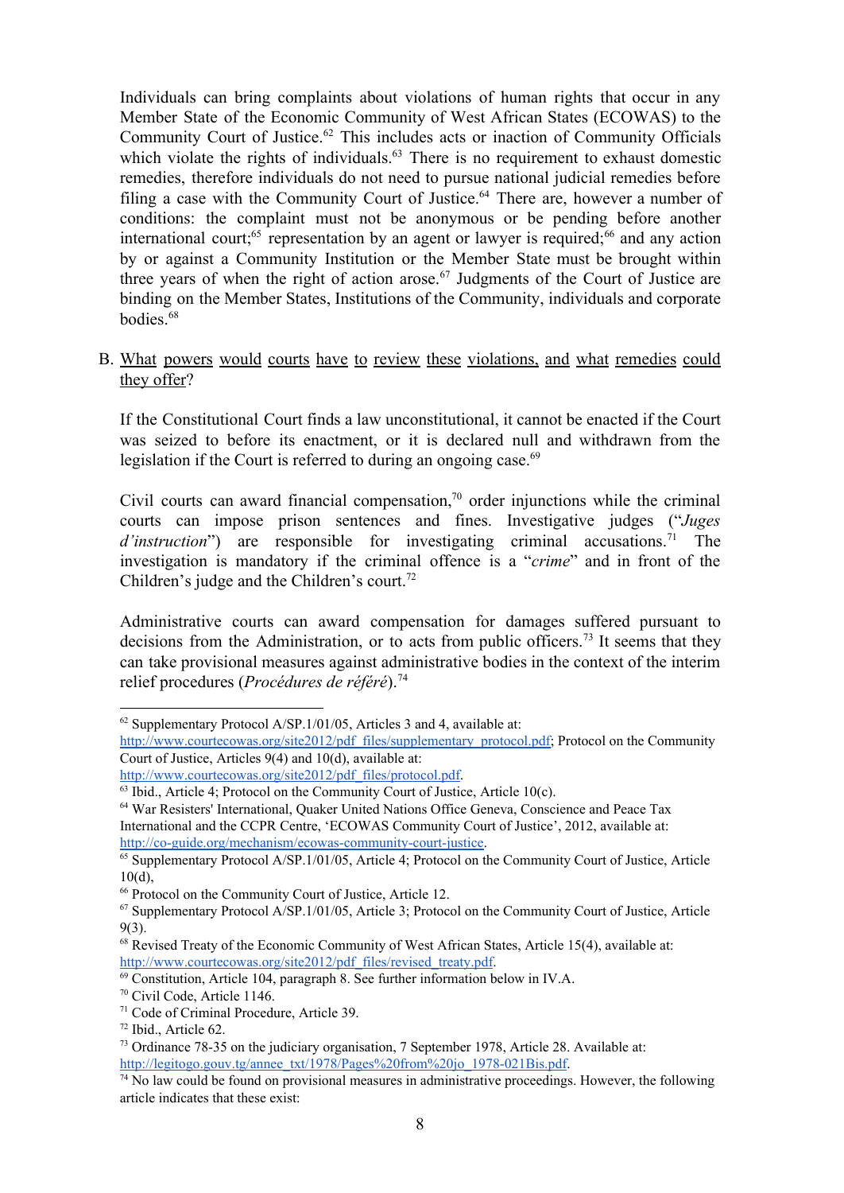Individuals can bring complaints about violations of human rights that occur in any Member State of the Economic Community of West African States (ECOWAS) to the Community Court of Justice.[62] This includes acts or inaction of Community Officials which violate the rights of individuals.[63] There is no requirement to exhaust domestic remedies, therefore individuals do not need to pursue national judicial remedies before filing a case with the Community Court of Justice.[64] There are, however a number of conditions: the complaint must not be anonymous or be pending before another international court;[65] representation by an agent or lawyer is required;[66] and any action by or against a Community Institution or the Member State must be brought within three years of when the right of action arose.[67] Judgments of the Court of Justice are binding on the Member States, Institutions of the Community, individuals and corporate bodies.[68]

B. <u>What powers would courts have to review these violations, and what remedies could they offer</u>?

If the Constitutional Court finds a law unconstitutional, it cannot be enacted if the Court was seized to before its enactment, or it is declared null and withdrawn from the legislation if the Court is referred to during an ongoing case.[69]

Civil courts can award financial compensation,[70] order injunctions while the criminal courts can impose prison sentences and fines. Investigative judges ("*Juges d'instruction*") are responsible for investigating criminal accusations.[71] The investigation is mandatory if the criminal offence is a "*crime*" and in front of the Children's judge and the Children's court.[72]

Administrative courts can award compensation for damages suffered pursuant to decisions from the Administration, or to acts from public officers.[73] It seems that they can take provisional measures against administrative bodies in the context of the interim relief procedures (*Procédures de référé*).[74]

---

[62] Supplementary Protocol A/SP.1/01/05, Articles 3 and 4, available at: http://www.courtecowas.org/site2012/pdf_files/supplementary_protocol.pdf; Protocol on the Community Court of Justice, Articles 9(4) and 10(d), available at: http://www.courtecowas.org/site2012/pdf_files/protocol.pdf.

[63] Ibid., Article 4; Protocol on the Community Court of Justice, Article 10(c).

[64] War Resisters' International, Quaker United Nations Office Geneva, Conscience and Peace Tax International and the CCPR Centre, 'ECOWAS Community Court of Justice', 2012, available at: http://co-guide.org/mechanism/ecowas-community-court-justice.

[65] Supplementary Protocol A/SP.1/01/05, Article 4; Protocol on the Community Court of Justice, Article 10(d),

[66] Protocol on the Community Court of Justice, Article 12.

[67] Supplementary Protocol A/SP.1/01/05, Article 3; Protocol on the Community Court of Justice, Article 9(3).

[68] Revised Treaty of the Economic Community of West African States, Article 15(4), available at: http://www.courtecowas.org/site2012/pdf_files/revised_treaty.pdf.

[69] Constitution, Article 104, paragraph 8. See further information below in IV.A.

[70] Civil Code, Article 1146.

[71] Code of Criminal Procedure, Article 39.

[72] Ibid., Article 62.

[73] Ordinance 78-35 on the judiciary organisation, 7 September 1978, Article 28. Available at: http://legitogo.gouv.tg/annee_txt/1978/Pages%20from%20jo_1978-021Bis.pdf.

[74] No law could be found on provisional measures in administrative proceedings. However, the following article indicates that these exist: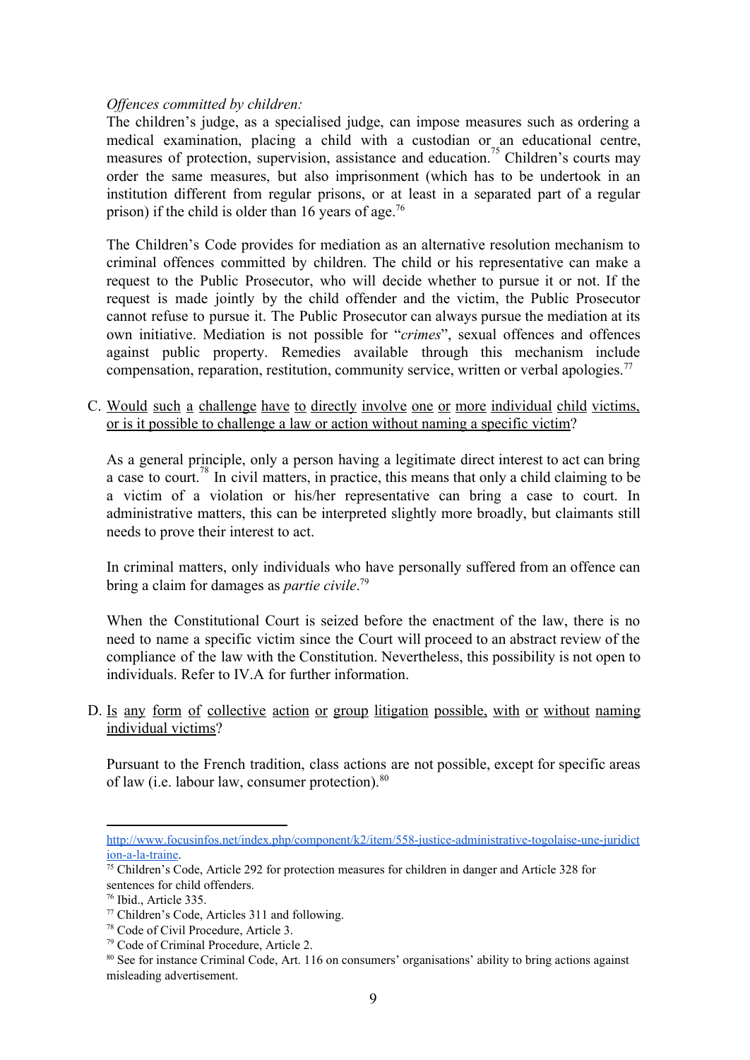*Offences committed by children:*

The children's judge, as a specialised judge, can impose measures such as ordering a medical examination, placing a child with a custodian or an educational centre, measures of protection, supervision, assistance and education.[75] Children's courts may order the same measures, but also imprisonment (which has to be undertook in an institution different from regular prisons, or at least in a separated part of a regular prison) if the child is older than 16 years of age.[76]

The Children's Code provides for mediation as an alternative resolution mechanism to criminal offences committed by children. The child or his representative can make a request to the Public Prosecutor, who will decide whether to pursue it or not. If the request is made jointly by the child offender and the victim, the Public Prosecutor cannot refuse to pursue it. The Public Prosecutor can always pursue the mediation at its own initiative. Mediation is not possible for "*crimes*", sexual offences and offences against public property. Remedies available through this mechanism include compensation, reparation, restitution, community service, written or verbal apologies.[77]

C. <u>Would such a challenge have to directly involve one or more individual child victims, or is it possible to challenge a law or action without naming a specific victim</u>?

As a general principle, only a person having a legitimate direct interest to act can bring a case to court.[78] In civil matters, in practice, this means that only a child claiming to be a victim of a violation or his/her representative can bring a case to court. In administrative matters, this can be interpreted slightly more broadly, but claimants still needs to prove their interest to act.

In criminal matters, only individuals who have personally suffered from an offence can bring a claim for damages as *partie civile*.[79]

When the Constitutional Court is seized before the enactment of the law, there is no need to name a specific victim since the Court will proceed to an abstract review of the compliance of the law with the Constitution. Nevertheless, this possibility is not open to individuals. Refer to IV.A for further information.

D. <u>Is any form of collective action or group litigation possible, with or without naming individual victims</u>?

Pursuant to the French tradition, class actions are not possible, except for specific areas of law (i.e. labour law, consumer protection).[80]

---

http://www.focusinfos.net/index.php/component/k2/item/558-justice-administrative-togolaise-une-juridiction-a-la-traine.

[75] Children's Code, Article 292 for protection measures for children in danger and Article 328 for sentences for child offenders.

[76] Ibid., Article 335.

[77] Children's Code, Articles 311 and following.

[78] Code of Civil Procedure, Article 3.

[79] Code of Criminal Procedure, Article 2.

[80] See for instance Criminal Code, Art. 116 on consumers' organisations' ability to bring actions against misleading advertisement.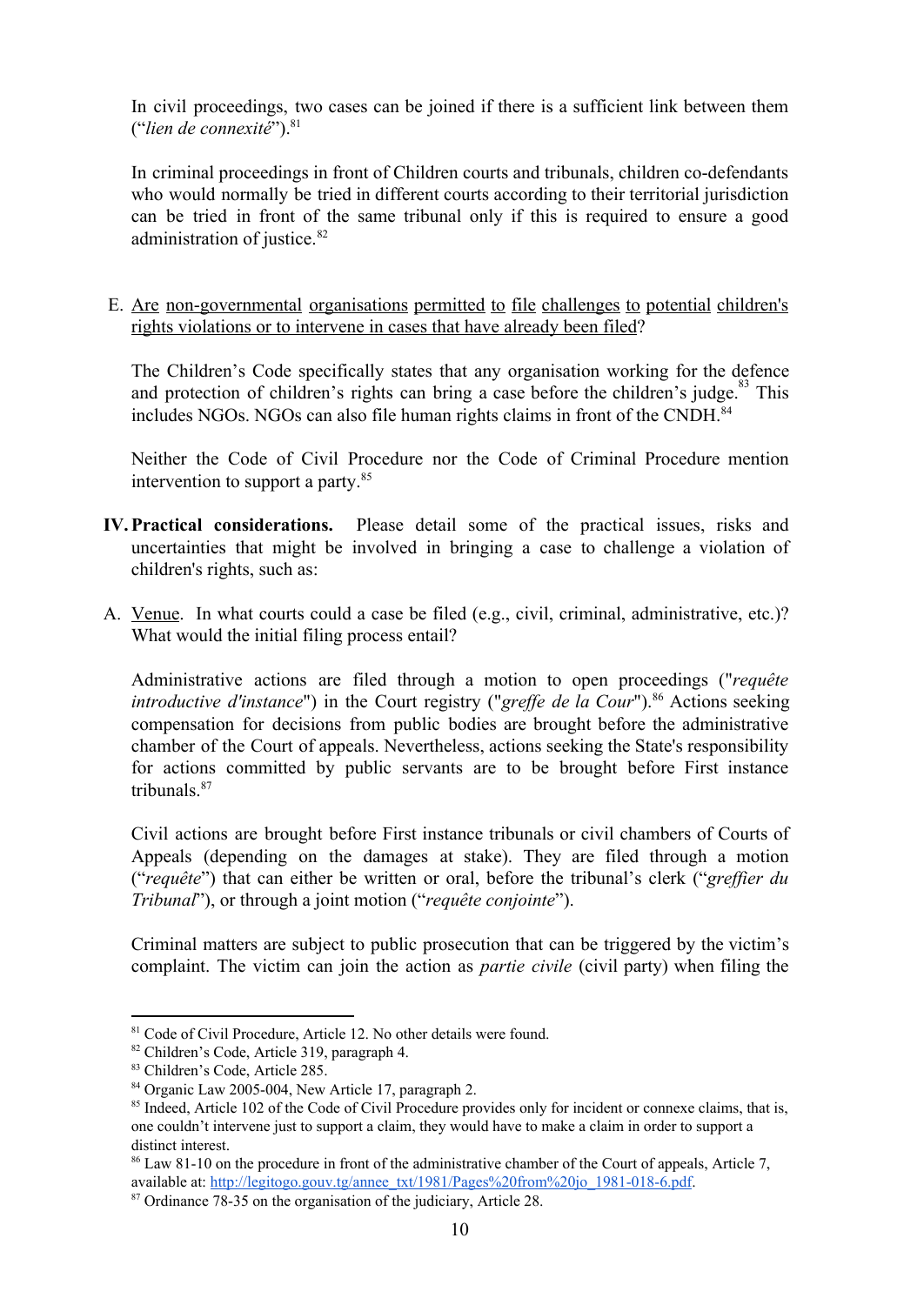In civil proceedings, two cases can be joined if there is a sufficient link between them ("*lien de connexité*").[81]

In criminal proceedings in front of Children courts and tribunals, children co-defendants who would normally be tried in different courts according to their territorial jurisdiction can be tried in front of the same tribunal only if this is required to ensure a good administration of justice.[82]

E. Are non-governmental organisations permitted to file challenges to potential children's rights violations or to intervene in cases that have already been filed?

The Children's Code specifically states that any organisation working for the defence and protection of children's rights can bring a case before the children's judge.[83] This includes NGOs. NGOs can also file human rights claims in front of the CNDH.[84]

Neither the Code of Civil Procedure nor the Code of Criminal Procedure mention intervention to support a party.[85]

**IV. Practical considerations.** Please detail some of the practical issues, risks and uncertainties that might be involved in bringing a case to challenge a violation of children's rights, such as:

A. Venue. In what courts could a case be filed (e.g., civil, criminal, administrative, etc.)? What would the initial filing process entail?

Administrative actions are filed through a motion to open proceedings ("*requête introductive d'instance*") in the Court registry ("*greffe de la Cour*").[86] Actions seeking compensation for decisions from public bodies are brought before the administrative chamber of the Court of appeals. Nevertheless, actions seeking the State's responsibility for actions committed by public servants are to be brought before First instance tribunals.[87]

Civil actions are brought before First instance tribunals or civil chambers of Courts of Appeals (depending on the damages at stake). They are filed through a motion ("*requête*") that can either be written or oral, before the tribunal's clerk ("*greffier du Tribunal*"), or through a joint motion ("*requête conjointe*").

Criminal matters are subject to public prosecution that can be triggered by the victim's complaint. The victim can join the action as *partie civile* (civil party) when filing the

---

[81] Code of Civil Procedure, Article 12. No other details were found.

[82] Children's Code, Article 319, paragraph 4.

[83] Children's Code, Article 285.

[84] Organic Law 2005-004, New Article 17, paragraph 2.

[85] Indeed, Article 102 of the Code of Civil Procedure provides only for incident or connexe claims, that is, one couldn't intervene just to support a claim, they would have to make a claim in order to support a distinct interest.

[86] Law 81-10 on the procedure in front of the administrative chamber of the Court of appeals, Article 7, available at: http://legitogo.gouv.tg/annee_txt/1981/Pages%20from%20jo_1981-018-6.pdf.

[87] Ordinance 78-35 on the organisation of the judiciary, Article 28.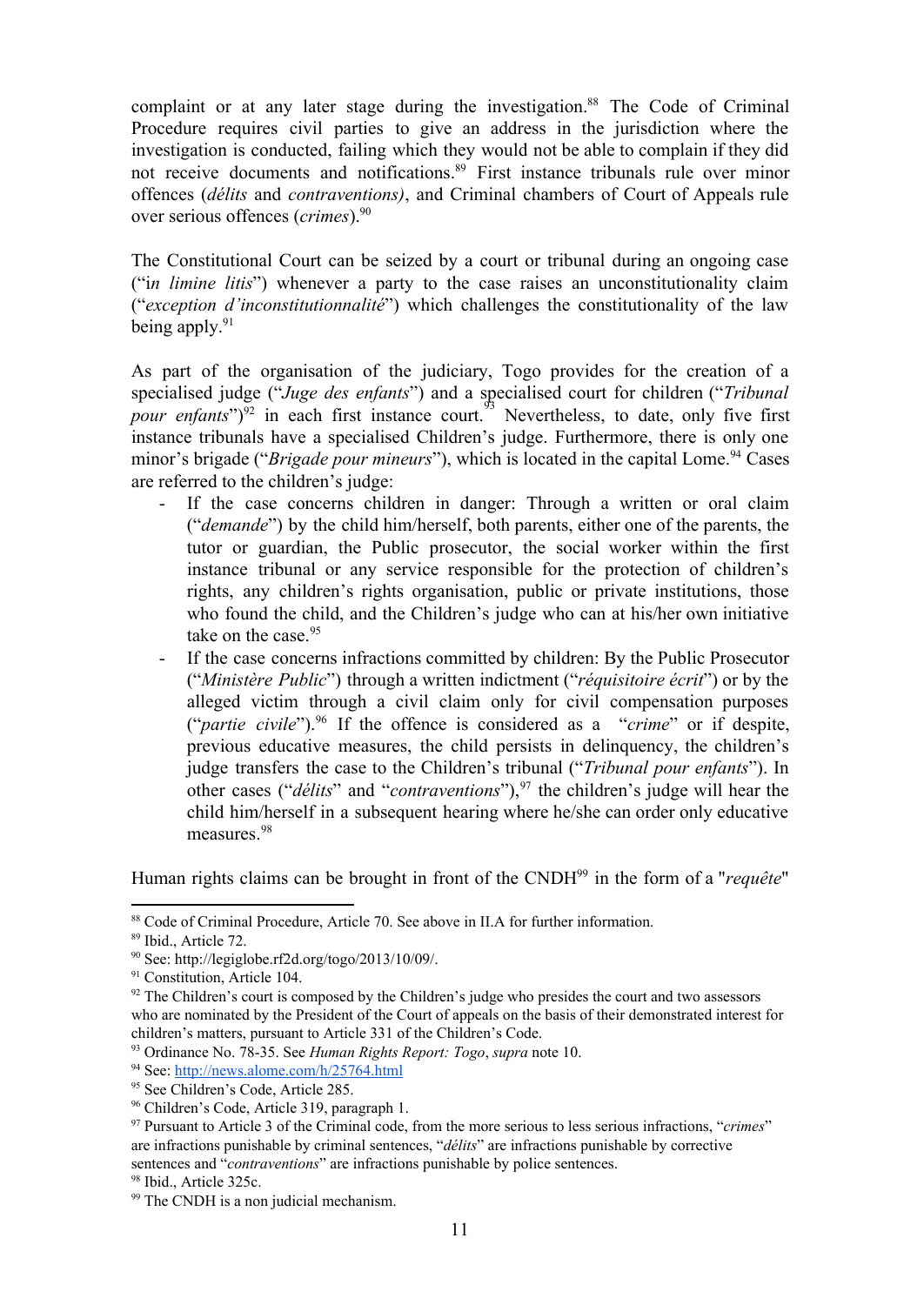complaint or at any later stage during the investigation.[88] The Code of Criminal Procedure requires civil parties to give an address in the jurisdiction where the investigation is conducted, failing which they would not be able to complain if they did not receive documents and notifications.[89] First instance tribunals rule over minor offences (*délits* and *contraventions)*, and Criminal chambers of Court of Appeals rule over serious offences (*crimes*).[90]

The Constitutional Court can be seized by a court or tribunal during an ongoing case ("i*n limine litis*") whenever a party to the case raises an unconstitutionality claim ("*exception d'inconstitutionnalité*") which challenges the constitutionality of the law being apply.[91]

As part of the organisation of the judiciary, Togo provides for the creation of a specialised judge ("*Juge des enfants*") and a specialised court for children ("*Tribunal pour enfants*")[92] in each first instance court.[93] Nevertheless, to date, only five first instance tribunals have a specialised Children's judge. Furthermore, there is only one minor's brigade ("*Brigade pour mineurs*"), which is located in the capital Lome.[94] Cases are referred to the children's judge:

- If the case concerns children in danger: Through a written or oral claim ("*demande*") by the child him/herself, both parents, either one of the parents, the tutor or guardian, the Public prosecutor, the social worker within the first instance tribunal or any service responsible for the protection of children's rights, any children's rights organisation, public or private institutions, those who found the child, and the Children's judge who can at his/her own initiative take on the case.[95]
- If the case concerns infractions committed by children: By the Public Prosecutor ("*Ministère Public*") through a written indictment ("*réquisitoire écrit*") or by the alleged victim through a civil claim only for civil compensation purposes ("*partie civile*").[96] If the offence is considered as a "*crime*" or if despite, previous educative measures, the child persists in delinquency, the children's judge transfers the case to the Children's tribunal ("*Tribunal pour enfants*"). In other cases ("*délits*" and "*contraventions*"),[97] the children's judge will hear the child him/herself in a subsequent hearing where he/she can order only educative measures.[98]

Human rights claims can be brought in front of the CNDH[99] in the form of a "*requête*"

---

[88] Code of Criminal Procedure, Article 70. See above in II.A for further information.

[89] Ibid., Article 72.

[90] See: http://legiglobe.rf2d.org/togo/2013/10/09/.

[91] Constitution, Article 104.

[92] The Children's court is composed by the Children's judge who presides the court and two assessors who are nominated by the President of the Court of appeals on the basis of their demonstrated interest for children's matters, pursuant to Article 331 of the Children's Code.

[93] Ordinance No. 78-35. See *Human Rights Report: Togo*, *supra* note 10.

[94] See: http://news.alome.com/h/25764.html

[95] See Children's Code, Article 285.

[96] Children's Code, Article 319, paragraph 1.

[97] Pursuant to Article 3 of the Criminal code, from the more serious to less serious infractions, "*crimes*" are infractions punishable by criminal sentences, "*délits*" are infractions punishable by corrective sentences and "*contraventions*" are infractions punishable by police sentences.

[98] Ibid., Article 325c.

[99] The CNDH is a non judicial mechanism.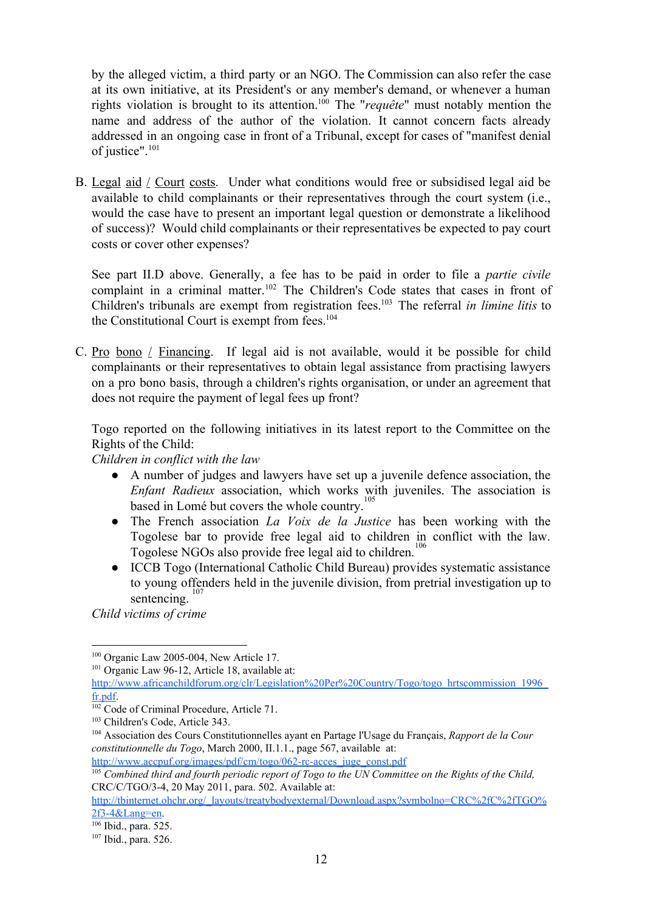by the alleged victim, a third party or an NGO. The Commission can also refer the case at its own initiative, at its President's or any member's demand, or whenever a human rights violation is brought to its attention.[100] The "*requête*" must notably mention the name and address of the author of the violation. It cannot concern facts already addressed in an ongoing case in front of a Tribunal, except for cases of "manifest denial of justice".[101]

B. Legal aid / Court costs. Under what conditions would free or subsidised legal aid be available to child complainants or their representatives through the court system (i.e., would the case have to present an important legal question or demonstrate a likelihood of success)? Would child complainants or their representatives be expected to pay court costs or cover other expenses?

See part II.D above. Generally, a fee has to be paid in order to file a *partie civile* complaint in a criminal matter.[102] The Children's Code states that cases in front of Children's tribunals are exempt from registration fees.[103] The referral *in limine litis* to the Constitutional Court is exempt from fees.[104]

C. Pro bono / Financing. If legal aid is not available, would it be possible for child complainants or their representatives to obtain legal assistance from practising lawyers on a pro bono basis, through a children's rights organisation, or under an agreement that does not require the payment of legal fees up front?

Togo reported on the following initiatives in its latest report to the Committee on the Rights of the Child:

*Children in conflict with the law*

- A number of judges and lawyers have set up a juvenile defence association, the *Enfant Radieux* association, which works with juveniles. The association is based in Lomé but covers the whole country.[105]
- The French association *La Voix de la Justice* has been working with the Togolese bar to provide free legal aid to children in conflict with the law. Togolese NGOs also provide free legal aid to children.[106]
- ICCB Togo (International Catholic Child Bureau) provides systematic assistance to young offenders held in the juvenile division, from pretrial investigation up to sentencing.[107]

*Child victims of crime*

---

[100] Organic Law 2005-004, New Article 17.

[101] Organic Law 96-12, Article 18, available at: http://www.africanchildforum.org/clr/Legislation%20Per%20Country/Togo/togo_hrtscommission_1996_fr.pdf.

[102] Code of Criminal Procedure, Article 71.

[103] Children's Code, Article 343.

[104] Association des Cours Constitutionnelles ayant en Partage l'Usage du Français, *Rapport de la Cour constitutionnelle du Togo*, March 2000, II.1.1., page 567, available at: http://www.accpuf.org/images/pdf/cm/togo/062-rc-acces_juge_const.pdf

[105] *Combined third and fourth periodic report of Togo to the UN Committee on the Rights of the Child*, CRC/C/TGO/3-4, 20 May 2011, para. 502. Available at: http://tbinternet.ohchr.org/_layouts/treatybodyexternal/Download.aspx?symbolno=CRC%2fC%2fTGO%2f3-4&Lang=en.

[106] Ibid., para. 525.

[107] Ibid., para. 526.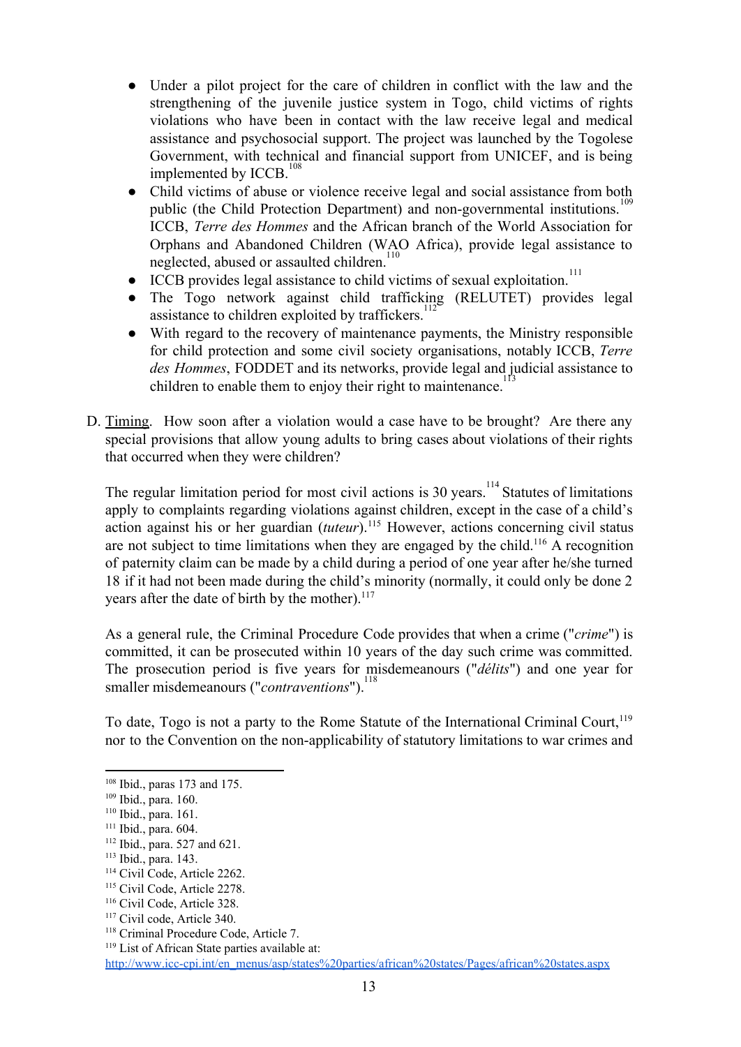- Under a pilot project for the care of children in conflict with the law and the strengthening of the juvenile justice system in Togo, child victims of rights violations who have been in contact with the law receive legal and medical assistance and psychosocial support. The project was launched by the Togolese Government, with technical and financial support from UNICEF, and is being implemented by ICCB.[108]
- Child victims of abuse or violence receive legal and social assistance from both public (the Child Protection Department) and non-governmental institutions.[109] ICCB, *Terre des Hommes* and the African branch of the World Association for Orphans and Abandoned Children (WAO Africa), provide legal assistance to neglected, abused or assaulted children.[110]
- ICCB provides legal assistance to child victims of sexual exploitation.[111]
- The Togo network against child trafficking (RELUTET) provides legal assistance to children exploited by traffickers.[112]
- With regard to the recovery of maintenance payments, the Ministry responsible for child protection and some civil society organisations, notably ICCB, *Terre des Hommes*, FODDET and its networks, provide legal and judicial assistance to children to enable them to enjoy their right to maintenance.[113]

D. <u>Timing</u>. How soon after a violation would a case have to be brought? Are there any special provisions that allow young adults to bring cases about violations of their rights that occurred when they were children?

The regular limitation period for most civil actions is 30 years.[114] Statutes of limitations apply to complaints regarding violations against children, except in the case of a child's action against his or her guardian (*tuteur*).[115] However, actions concerning civil status are not subject to time limitations when they are engaged by the child.[116] A recognition of paternity claim can be made by a child during a period of one year after he/she turned 18 if it had not been made during the child's minority (normally, it could only be done 2 years after the date of birth by the mother).[117]

As a general rule, the Criminal Procedure Code provides that when a crime ("*crime*") is committed, it can be prosecuted within 10 years of the day such crime was committed. The prosecution period is five years for misdemeanours ("*délits*") and one year for smaller misdemeanours ("*contraventions*").[118]

To date, Togo is not a party to the Rome Statute of the International Criminal Court,[119] nor to the Convention on the non-applicability of statutory limitations to war crimes and

---

[108] Ibid., paras 173 and 175.
[109] Ibid., para. 160.
[110] Ibid., para. 161.
[111] Ibid., para. 604.
[112] Ibid., para. 527 and 621.
[113] Ibid., para. 143.
[114] Civil Code, Article 2262.
[115] Civil Code, Article 2278.
[116] Civil Code, Article 328.
[117] Civil code, Article 340.
[118] Criminal Procedure Code, Article 7.
[119] List of African State parties available at: http://www.icc-cpi.int/en_menus/asp/states%20parties/african%20states/Pages/african%20states.aspx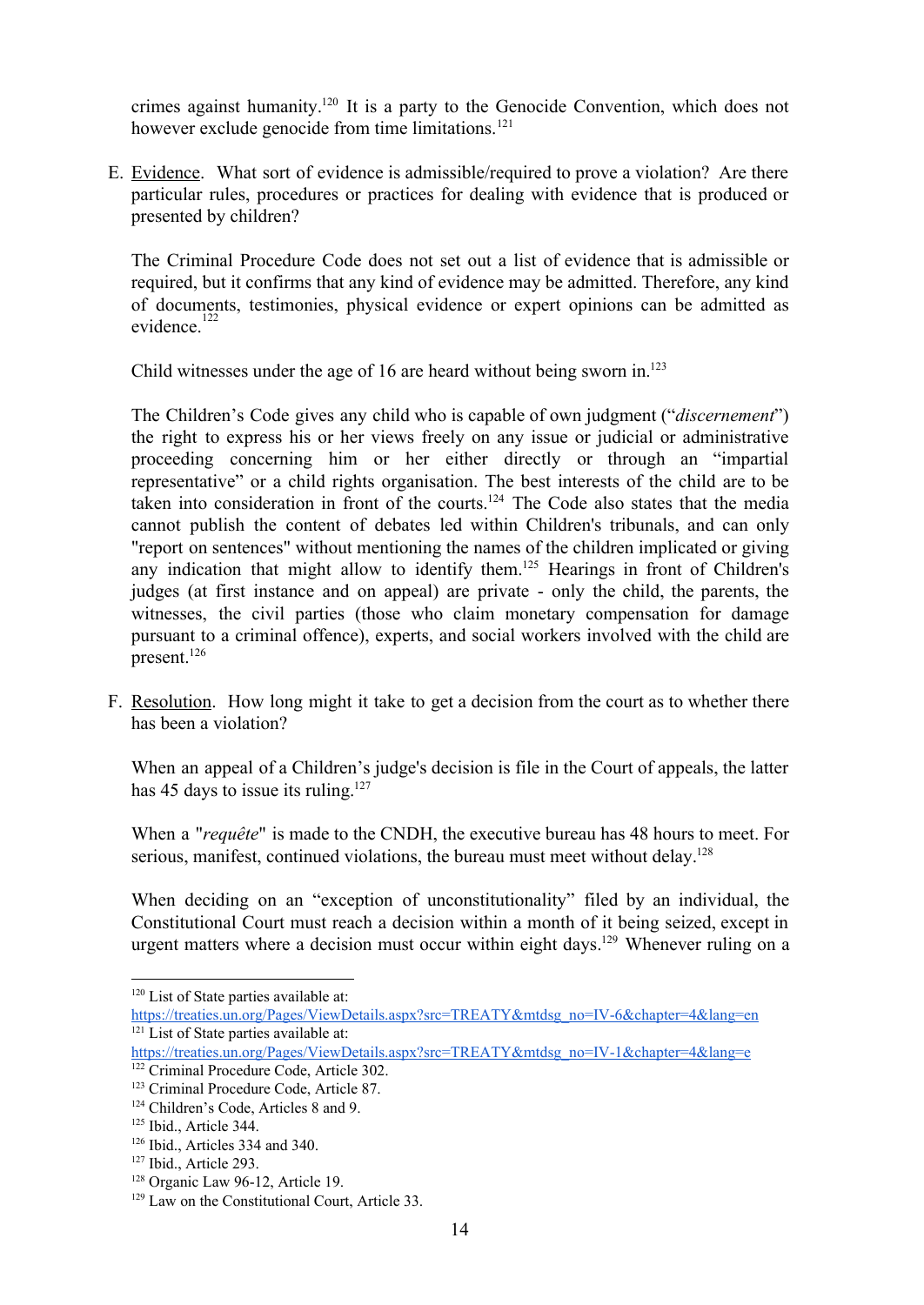crimes against humanity.[120] It is a party to the Genocide Convention, which does not however exclude genocide from time limitations.[121]

E. Evidence. What sort of evidence is admissible/required to prove a violation? Are there particular rules, procedures or practices for dealing with evidence that is produced or presented by children?

   The Criminal Procedure Code does not set out a list of evidence that is admissible or required, but it confirms that any kind of evidence may be admitted. Therefore, any kind of documents, testimonies, physical evidence or expert opinions can be admitted as evidence.[122]

   Child witnesses under the age of 16 are heard without being sworn in.[123]

   The Children's Code gives any child who is capable of own judgment ("*discernement*") the right to express his or her views freely on any issue or judicial or administrative proceeding concerning him or her either directly or through an "impartial representative" or a child rights organisation. The best interests of the child are to be taken into consideration in front of the courts.[124] The Code also states that the media cannot publish the content of debates led within Children's tribunals, and can only "report on sentences" without mentioning the names of the children implicated or giving any indication that might allow to identify them.[125] Hearings in front of Children's judges (at first instance and on appeal) are private - only the child, the parents, the witnesses, the civil parties (those who claim monetary compensation for damage pursuant to a criminal offence), experts, and social workers involved with the child are present.[126]

F. Resolution. How long might it take to get a decision from the court as to whether there has been a violation?

   When an appeal of a Children's judge's decision is file in the Court of appeals, the latter has 45 days to issue its ruling.[127]

   When a "*requête*" is made to the CNDH, the executive bureau has 48 hours to meet. For serious, manifest, continued violations, the bureau must meet without delay.[128]

   When deciding on an "exception of unconstitutionality" filed by an individual, the Constitutional Court must reach a decision within a month of it being seized, except in urgent matters where a decision must occur within eight days.[129] Whenever ruling on a

---

[120] List of State parties available at: https://treaties.un.org/Pages/ViewDetails.aspx?src=TREATY&mtdsg_no=IV-6&chapter=4&lang=en

[121] List of State parties available at: https://treaties.un.org/Pages/ViewDetails.aspx?src=TREATY&mtdsg_no=IV-1&chapter=4&lang=e

[122] Criminal Procedure Code, Article 302.

[123] Criminal Procedure Code, Article 87.

[124] Children's Code, Articles 8 and 9.

[125] Ibid., Article 344.

[126] Ibid., Articles 334 and 340.

[127] Ibid., Article 293.

[128] Organic Law 96-12, Article 19.

[129] Law on the Constitutional Court, Article 33.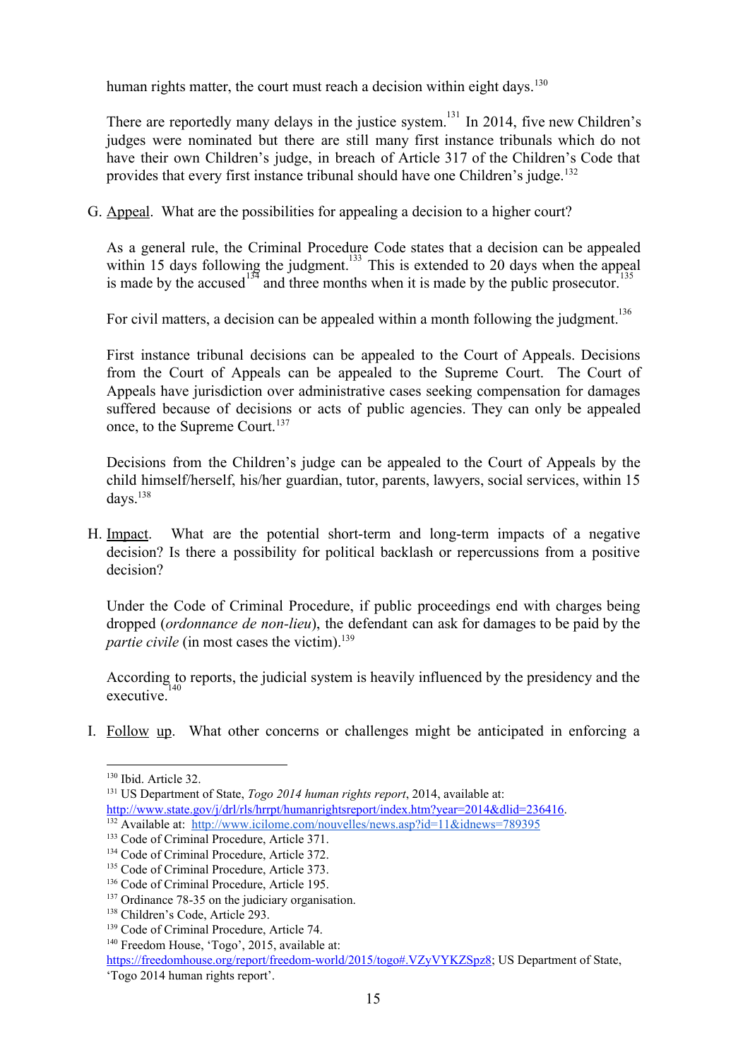human rights matter, the court must reach a decision within eight days.[130]

There are reportedly many delays in the justice system.[131] In 2014, five new Children's judges were nominated but there are still many first instance tribunals which do not have their own Children's judge, in breach of Article 317 of the Children's Code that provides that every first instance tribunal should have one Children's judge.[132]

G. Appeal. What are the possibilities for appealing a decision to a higher court?

As a general rule, the Criminal Procedure Code states that a decision can be appealed within 15 days following the judgment.[133] This is extended to 20 days when the appeal is made by the accused[134] and three months when it is made by the public prosecutor.[135]

For civil matters, a decision can be appealed within a month following the judgment.[136]

First instance tribunal decisions can be appealed to the Court of Appeals. Decisions from the Court of Appeals can be appealed to the Supreme Court. The Court of Appeals have jurisdiction over administrative cases seeking compensation for damages suffered because of decisions or acts of public agencies. They can only be appealed once, to the Supreme Court.[137]

Decisions from the Children's judge can be appealed to the Court of Appeals by the child himself/herself, his/her guardian, tutor, parents, lawyers, social services, within 15 days.[138]

H. Impact. What are the potential short-term and long-term impacts of a negative decision? Is there a possibility for political backlash or repercussions from a positive decision?

Under the Code of Criminal Procedure, if public proceedings end with charges being dropped (*ordonnance de non-lieu*), the defendant can ask for damages to be paid by the *partie civile* (in most cases the victim).[139]

According to reports, the judicial system is heavily influenced by the presidency and the executive.[140]

I. Follow up. What other concerns or challenges might be anticipated in enforcing a

---

[130] Ibid. Article 32.

[131] US Department of State, *Togo 2014 human rights report*, 2014, available at: http://www.state.gov/j/drl/rls/hrrpt/humanrightsreport/index.htm?year=2014&dlid=236416.

[132] Available at: http://www.icilome.com/nouvelles/news.asp?id=11&idnews=789395

[133] Code of Criminal Procedure, Article 371.

[134] Code of Criminal Procedure, Article 372.

[135] Code of Criminal Procedure, Article 373.

[136] Code of Criminal Procedure, Article 195.

[137] Ordinance 78-35 on the judiciary organisation.

[138] Children's Code, Article 293.

[139] Code of Criminal Procedure, Article 74.

[140] Freedom House, 'Togo', 2015, available at: https://freedomhouse.org/report/freedom-world/2015/togo#.VZyVYKZSpz8; US Department of State, 'Togo 2014 human rights report'.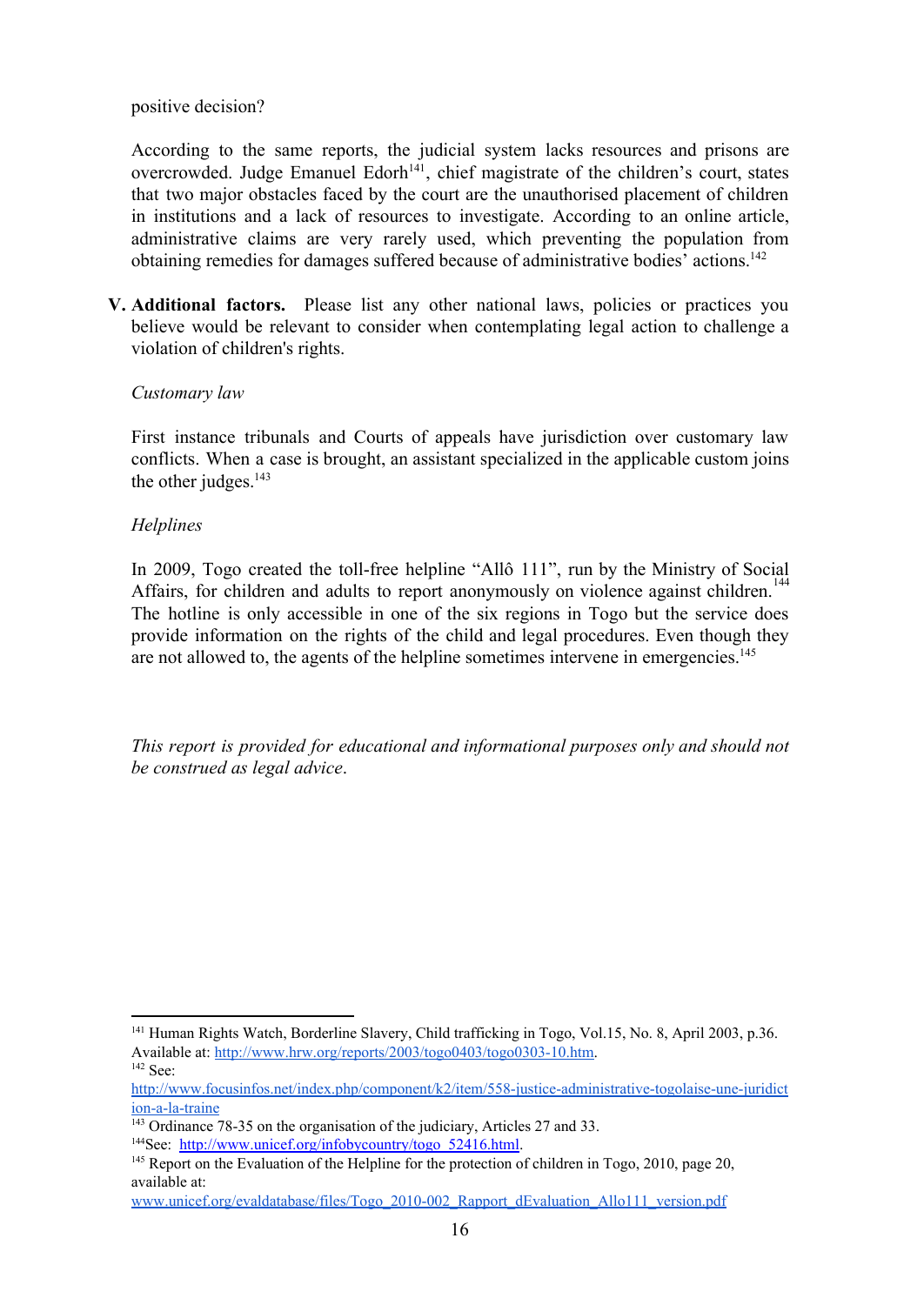positive decision?

According to the same reports, the judicial system lacks resources and prisons are overcrowded. Judge Emanuel Edorh[141], chief magistrate of the children's court, states that two major obstacles faced by the court are the unauthorised placement of children in institutions and a lack of resources to investigate. According to an online article, administrative claims are very rarely used, which preventing the population from obtaining remedies for damages suffered because of administrative bodies' actions.[142]

**V. Additional factors.** Please list any other national laws, policies or practices you believe would be relevant to consider when contemplating legal action to challenge a violation of children's rights.

*Customary law*

First instance tribunals and Courts of appeals have jurisdiction over customary law conflicts. When a case is brought, an assistant specialized in the applicable custom joins the other judges.[143]

*Helplines*

In 2009, Togo created the toll-free helpline "Allô 111", run by the Ministry of Social Affairs, for children and adults to report anonymously on violence against children.[144] The hotline is only accessible in one of the six regions in Togo but the service does provide information on the rights of the child and legal procedures. Even though they are not allowed to, the agents of the helpline sometimes intervene in emergencies.[145]

*This report is provided for educational and informational purposes only and should not be construed as legal advice.*

---

[141] Human Rights Watch, Borderline Slavery, Child trafficking in Togo, Vol.15, No. 8, April 2003, p.36. Available at: http://www.hrw.org/reports/2003/togo0403/togo0303-10.htm.

[142] See: http://www.focusinfos.net/index.php/component/k2/item/558-justice-administrative-togolaise-une-juridiction-a-la-traine

[143] Ordinance 78-35 on the organisation of the judiciary, Articles 27 and 33.

[144] See: http://www.unicef.org/infobycountry/togo_52416.html.

[145] Report on the Evaluation of the Helpline for the protection of children in Togo, 2010, page 20, available at: www.unicef.org/evaldatabase/files/Togo_2010-002_Rapport_dEvaluation_Allo111_version.pdf